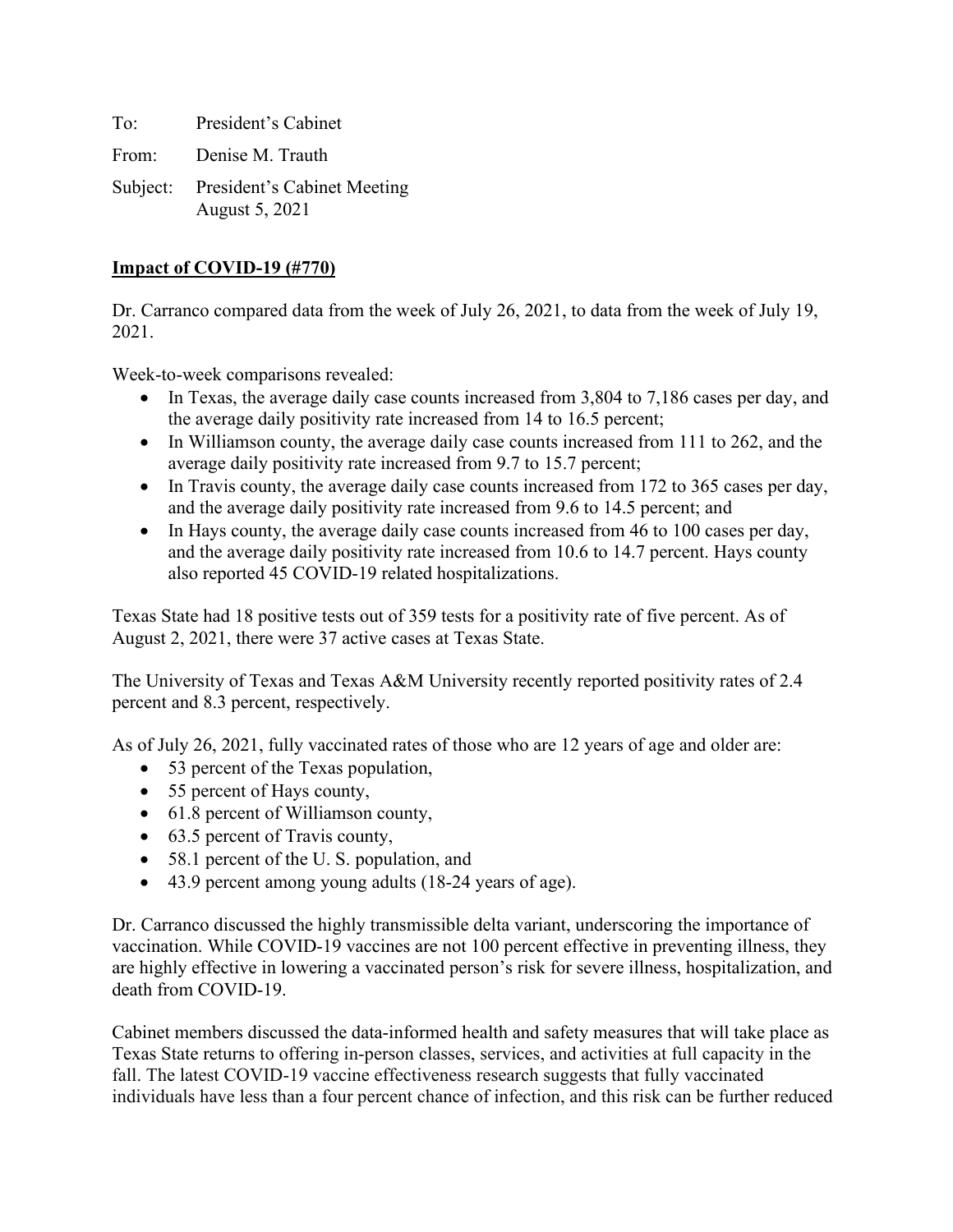To: President's Cabinet

From: Denise M. Trauth

Subject: President's Cabinet Meeting
August 5, 2021

**Impact of COVID-19 (#770)**

Dr. Carranco compared data from the week of July 26, 2021, to data from the week of July 19, 2021.

Week-to-week comparisons revealed:

- In Texas, the average daily case counts increased from 3,804 to 7,186 cases per day, and the average daily positivity rate increased from 14 to 16.5 percent;
- In Williamson county, the average daily case counts increased from 111 to 262, and the average daily positivity rate increased from 9.7 to 15.7 percent;
- In Travis county, the average daily case counts increased from 172 to 365 cases per day, and the average daily positivity rate increased from 9.6 to 14.5 percent; and
- In Hays county, the average daily case counts increased from 46 to 100 cases per day, and the average daily positivity rate increased from 10.6 to 14.7 percent. Hays county also reported 45 COVID-19 related hospitalizations.

Texas State had 18 positive tests out of 359 tests for a positivity rate of five percent. As of August 2, 2021, there were 37 active cases at Texas State.

The University of Texas and Texas A&M University recently reported positivity rates of 2.4 percent and 8.3 percent, respectively.

As of July 26, 2021, fully vaccinated rates of those who are 12 years of age and older are:

- 53 percent of the Texas population,
- 55 percent of Hays county,
- 61.8 percent of Williamson county,
- 63.5 percent of Travis county,
- 58.1 percent of the U. S. population, and
- 43.9 percent among young adults (18-24 years of age).

Dr. Carranco discussed the highly transmissible delta variant, underscoring the importance of vaccination. While COVID-19 vaccines are not 100 percent effective in preventing illness, they are highly effective in lowering a vaccinated person's risk for severe illness, hospitalization, and death from COVID-19.

Cabinet members discussed the data-informed health and safety measures that will take place as Texas State returns to offering in-person classes, services, and activities at full capacity in the fall. The latest COVID-19 vaccine effectiveness research suggests that fully vaccinated individuals have less than a four percent chance of infection, and this risk can be further reduced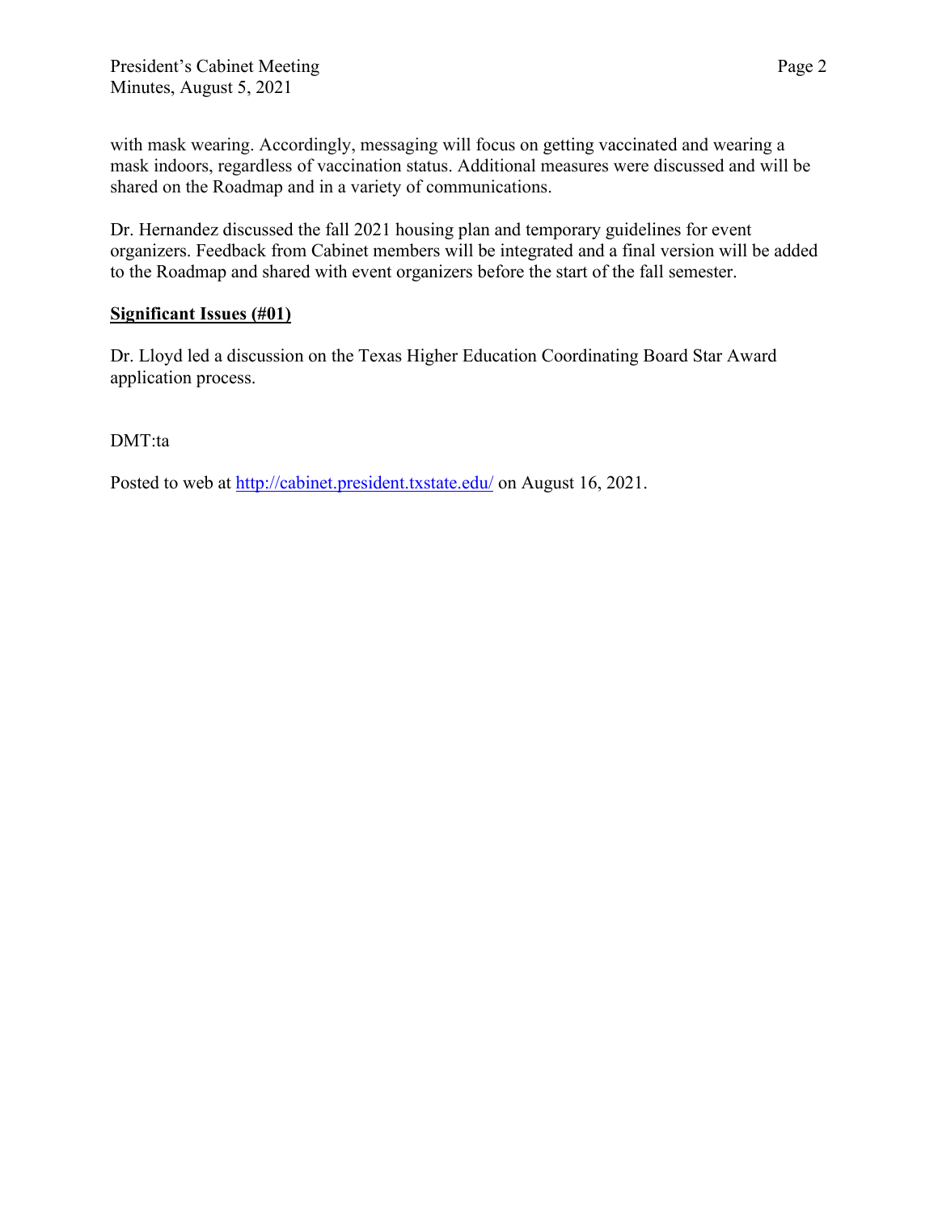with mask wearing. Accordingly, messaging will focus on getting vaccinated and wearing a mask indoors, regardless of vaccination status. Additional measures were discussed and will be shared on the Roadmap and in a variety of communications.

Dr. Hernandez discussed the fall 2021 housing plan and temporary guidelines for event organizers. Feedback from Cabinet members will be integrated and a final version will be added to the Roadmap and shared with event organizers before the start of the fall semester.

**Significant Issues (#01)**

Dr. Lloyd led a discussion on the Texas Higher Education Coordinating Board Star Award application process.

DMT:ta

Posted to web at http://cabinet.president.txstate.edu/ on August 16, 2021.